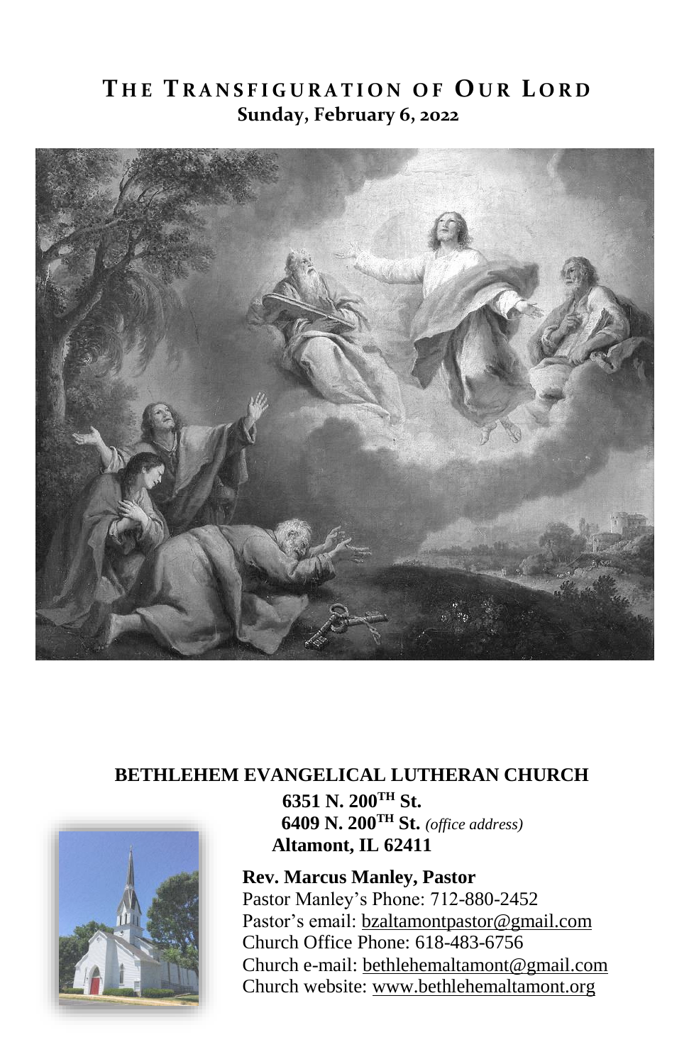# THE TRANSFIGURATION OF OUR LORD

**Sunday, February 6, 2022**

**BETHLEHEM EVANGELICAL LUTHERAN CHURCH**

**6351 N. 200$^{TH}$ St.**
**6409 N. 200$^{TH}$ St.** *(office address)*
**Altamont, IL 62411**

**Rev. Marcus Manley, Pastor**
Pastor Manley's Phone: 712-880-2452
Pastor's email: bzaltamontpastor@gmail.com
Church Office Phone: 618-483-6756
Church e-mail: bethlehemaltamont@gmail.com
Church website: www.bethlehemaltamont.org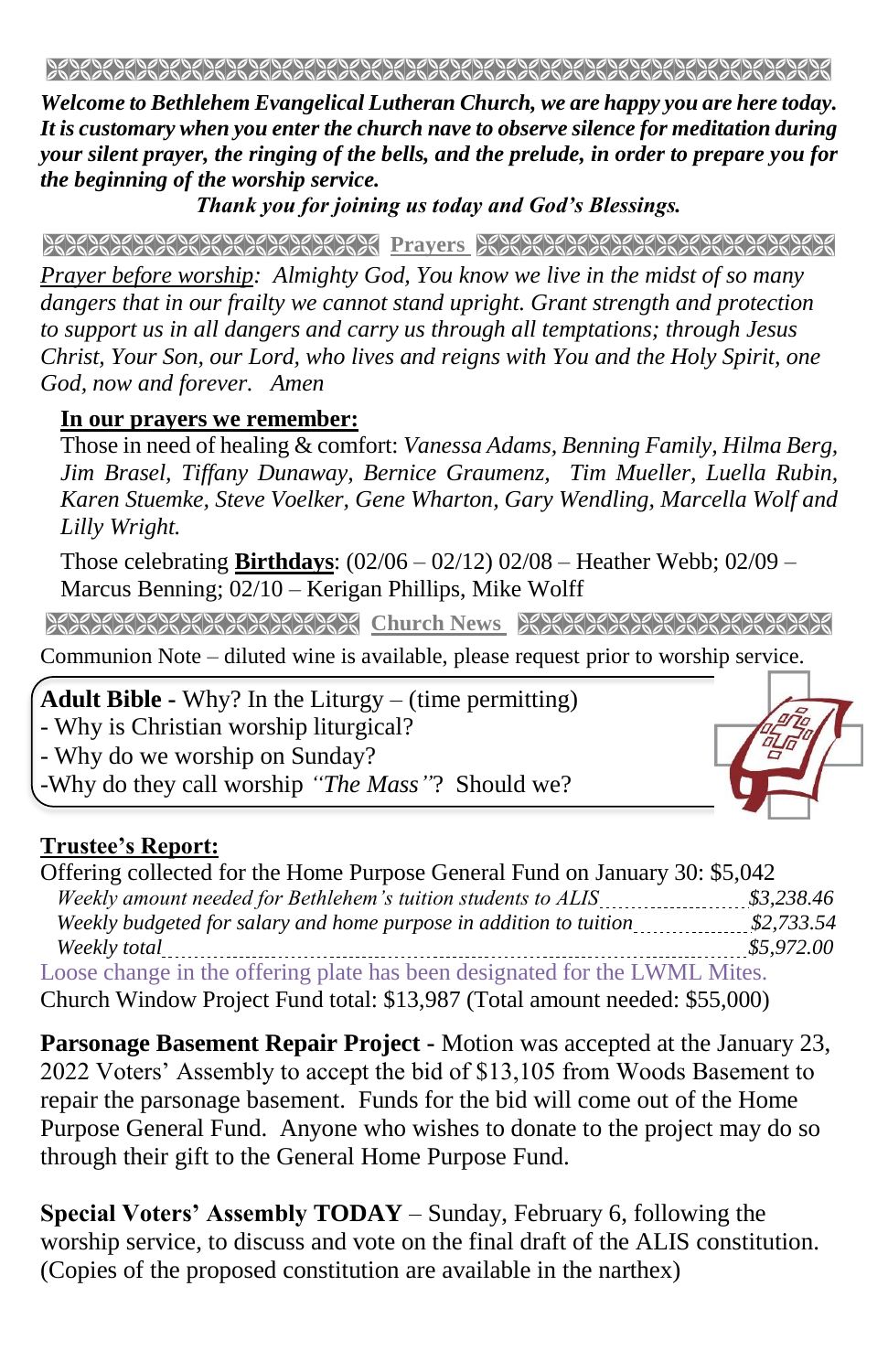***Welcome to Bethlehem Evangelical Lutheran Church, we are happy you are here today. It is customary when you enter the church nave to observe silence for meditation during your silent prayer, the ringing of the bells, and the prelude, in order to prepare you for the beginning of the worship service.***

***Thank you for joining us today and God's Blessings.***

## Prayers

*Prayer before worship: Almighty God, You know we live in the midst of so many dangers that in our frailty we cannot stand upright. Grant strength and protection to support us in all dangers and carry us through all temptations; through Jesus Christ, Your Son, our Lord, who lives and reigns with You and the Holy Spirit, one God, now and forever. Amen*

**In our prayers we remember:**

Those in need of healing & comfort: *Vanessa Adams, Benning Family, Hilma Berg, Jim Brasel, Tiffany Dunaway, Bernice Graumenz, Tim Mueller, Luella Rubin, Karen Stuemke, Steve Voelker, Gene Wharton, Gary Wendling, Marcella Wolf and Lilly Wright.*

Those celebrating **Birthdays**: (02/06 – 02/12) 02/08 – Heather Webb; 02/09 – Marcus Benning; 02/10 – Kerigan Phillips, Mike Wolff

## Church News

Communion Note – diluted wine is available, please request prior to worship service.

**Adult Bible -** Why? In the Liturgy – (time permitting)
- Why is Christian worship liturgical?
- Why do we worship on Sunday?
- Why do they call worship *"The Mass"*? Should we?

**Trustee's Report:**

Offering collected for the Home Purpose General Fund on January 30: $5,042

| | |
|---|---|
| *Weekly amount needed for Bethlehem's tuition students to ALIS* | *$3,238.46* |
| *Weekly budgeted for salary and home purpose in addition to tuition* | *$2,733.54* |
| *Weekly total* | *$5,972.00* |

Loose change in the offering plate has been designated for the LWML Mites.

Church Window Project Fund total: $13,987 (Total amount needed: $55,000)

**Parsonage Basement Repair Project -** Motion was accepted at the January 23, 2022 Voters' Assembly to accept the bid of $13,105 from Woods Basement to repair the parsonage basement. Funds for the bid will come out of the Home Purpose General Fund. Anyone who wishes to donate to the project may do so through their gift to the General Home Purpose Fund.

**Special Voters' Assembly TODAY** – Sunday, February 6, following the worship service, to discuss and vote on the final draft of the ALIS constitution. (Copies of the proposed constitution are available in the narthex)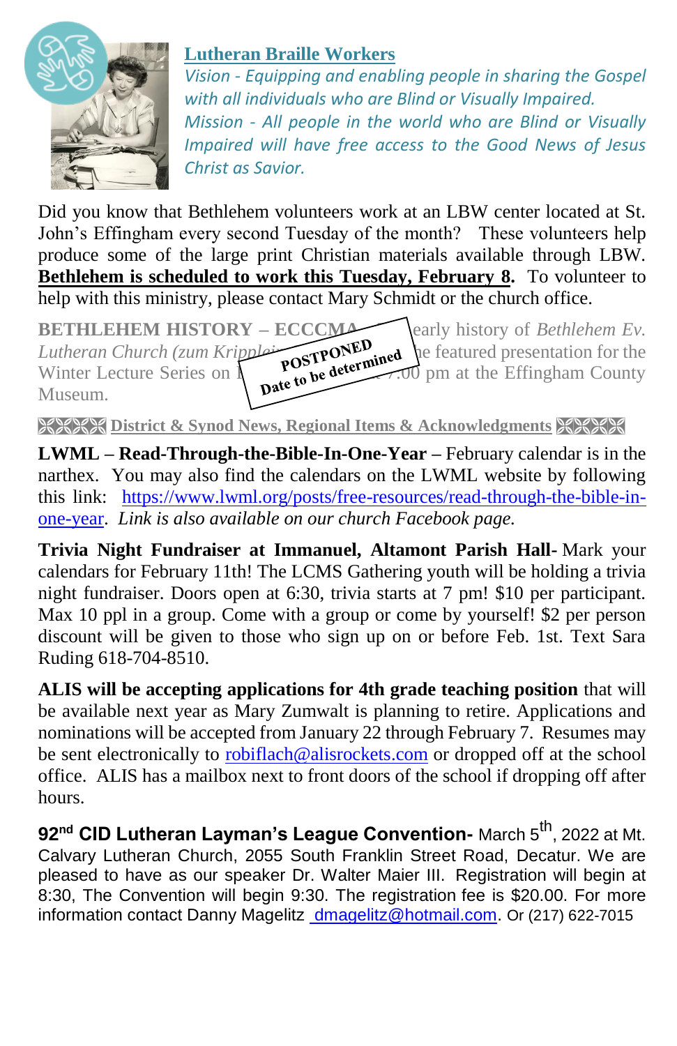## Lutheran Braille Workers

*Vision - Equipping and enabling people in sharing the Gospel with all individuals who are Blind or Visually Impaired.*

*Mission - All people in the world who are Blind or Visually Impaired will have free access to the Good News of Jesus Christ as Savior.*

Did you know that Bethlehem volunteers work at an LBW center located at St. John's Effingham every second Tuesday of the month? These volunteers help produce some of the large print Christian materials available through LBW. **Bethlehem is scheduled to work this Tuesday, February 8.** To volunteer to help with this ministry, please contact Mary Schmidt or the church office.

**BETHLEHEM HISTORY – ECCCMA** – early history of *Bethlehem Ev. Lutheran Church (zum Kripplein...* the featured presentation for the Winter Lecture Series on ... 7:00 pm at the Effingham County Museum.

**POSTPONED**
**Date to be determined**

## District & Synod News, Regional Items & Acknowledgments

**LWML – Read-Through-the-Bible-In-One-Year** – February calendar is in the narthex. You may also find the calendars on the LWML website by following this link: https://www.lwml.org/posts/free-resources/read-through-the-bible-in-one-year. *Link is also available on our church Facebook page.*

**Trivia Night Fundraiser at Immanuel, Altamont Parish Hall-** Mark your calendars for February 11th! The LCMS Gathering youth will be holding a trivia night fundraiser. Doors open at 6:30, trivia starts at 7 pm! $10 per participant. Max 10 ppl in a group. Come with a group or come by yourself! $2 per person discount will be given to those who sign up on or before Feb. 1st. Text Sara Ruding 618-704-8510.

**ALIS will be accepting applications for 4th grade teaching position** that will be available next year as Mary Zumwalt is planning to retire. Applications and nominations will be accepted from January 22 through February 7. Resumes may be sent electronically to robiflach@alisrockets.com or dropped off at the school office. ALIS has a mailbox next to front doors of the school if dropping off after hours.

**92nd CID Lutheran Layman's League Convention-** March 5th, 2022 at Mt. Calvary Lutheran Church, 2055 South Franklin Street Road, Decatur. We are pleased to have as our speaker Dr. Walter Maier III. Registration will begin at 8:30, The Convention will begin 9:30. The registration fee is $20.00. For more information contact Danny Magelitz dmagelitz@hotmail.com. Or (217) 622-7015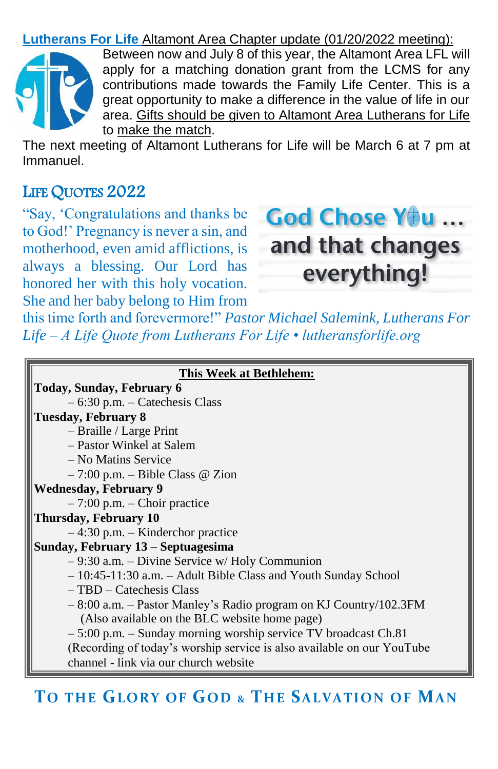**Lutherans For Life** Altamont Area Chapter update (01/20/2022 meeting):

Between now and July 8 of this year, the Altamont Area LFL will apply for a matching donation grant from the LCMS for any contributions made towards the Family Life Center. This is a great opportunity to make a difference in the value of life in our area. Gifts should be given to Altamont Area Lutherans for Life to make the match.

The next meeting of Altamont Lutherans for Life will be March 6 at 7 pm at Immanuel.

## Life Quotes 2022

God Chose You … and that changes everything!

"Say, 'Congratulations and thanks be to God!' Pregnancy is never a sin, and motherhood, even amid afflictions, is always a blessing. Our Lord has honored her with this holy vocation. She and her baby belong to Him from this time forth and forevermore!" *Pastor Michael Salemink, Lutherans For Life – A Life Quote from Lutherans For Life • lutheransforlife.org*

**This Week at Bethlehem:**

**Today, Sunday, February 6**
- 6:30 p.m. – Catechesis Class

**Tuesday, February 8**
- Braille / Large Print
- Pastor Winkel at Salem
- No Matins Service
- 7:00 p.m. – Bible Class @ Zion

**Wednesday, February 9**
- 7:00 p.m. – Choir practice

**Thursday, February 10**
- 4:30 p.m. – Kinderchor practice

**Sunday, February 13 – Septuagesima**
- 9:30 a.m. – Divine Service w/ Holy Communion
- 10:45-11:30 a.m. – Adult Bible Class and Youth Sunday School
- TBD – Catechesis Class
- 8:00 a.m. – Pastor Manley's Radio program on KJ Country/102.3FM (Also available on the BLC website home page)
- 5:00 p.m. – Sunday morning worship service TV broadcast Ch.81 (Recording of today's worship service is also available on our YouTube channel - link via our church website

**To the Glory of God & The Salvation of Man**